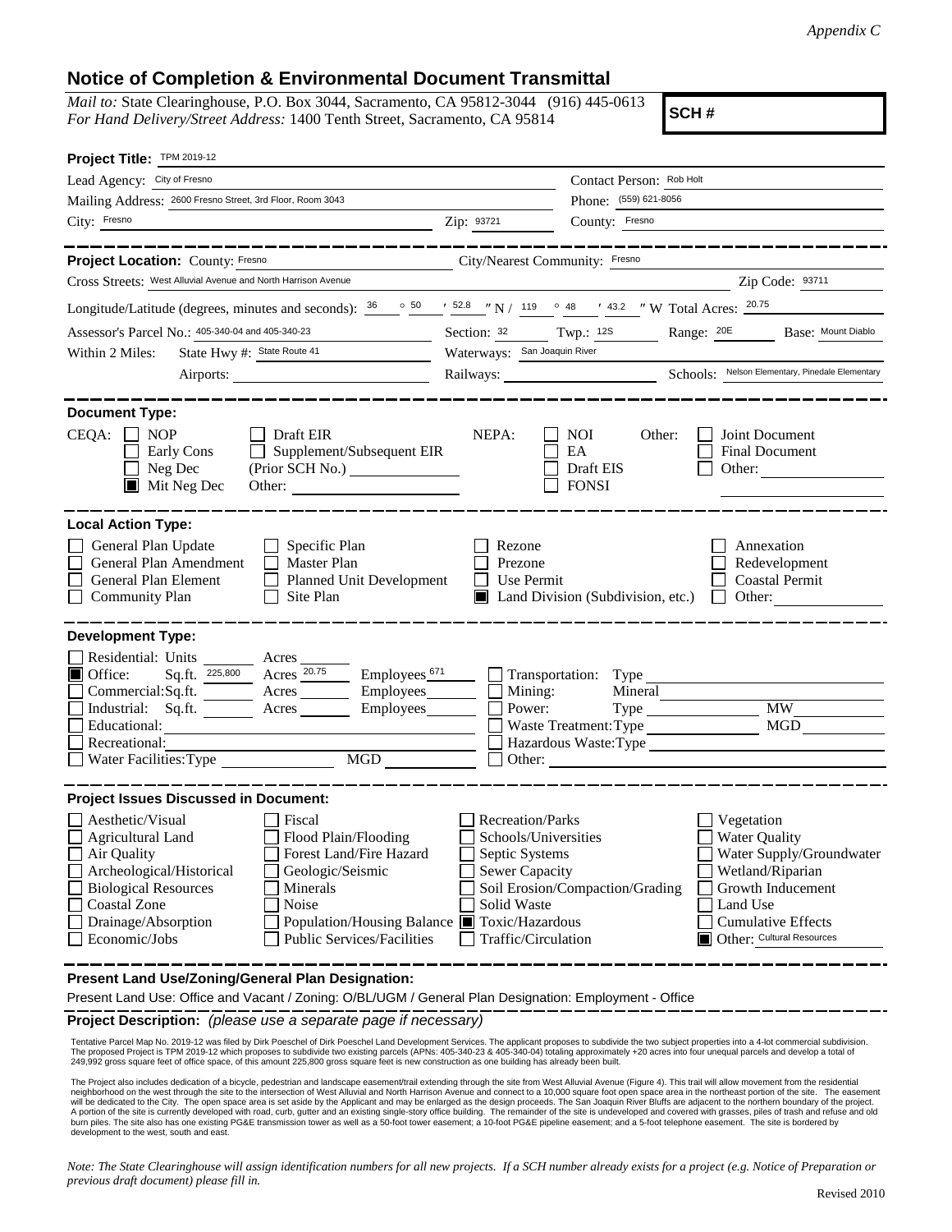*Appendix C*

# Notice of Completion & Environmental Document Transmittal

*Mail to:* State Clearinghouse, P.O. Box 3044, Sacramento, CA 95812-3044 (916) 445-0613
*For Hand Delivery/Street Address:* 1400 Tenth Street, Sacramento, CA 95814

**SCH #**

**Project Title:** TPM 2019-12

Lead Agency: City of Fresno
Contact Person: Rob Holt
Mailing Address: 2600 Fresno Street, 3rd Floor, Room 3043
Phone: (559) 621-8056
City: Fresno Zip: 93721
County: Fresno

**Project Location:** County: Fresno City/Nearest Community: Fresno
Cross Streets: West Alluvial Avenue and North Harrison Avenue Zip Code: 93711
Longitude/Latitude (degrees, minutes and seconds): 36 ° 50 ′ 52.8 ″ N / 119 ° 48 ′ 43.2 ″ W Total Acres: 20.75
Assessor's Parcel No.: 405-340-04 and 405-340-23 Section: 32 Twp.: 12S Range: 20E Base: Mount Diablo
Within 2 Miles: State Hwy #: State Route 41 Waterways: San Joaquin River
Airports: Railways: Schools: Nelson Elementary, Pinedale Elementary

**Document Type:**

CEQA: ☐ NOP ☐ Early Cons ☐ Neg Dec ☒ Mit Neg Dec ☐ Draft EIR ☐ Supplement/Subsequent EIR (Prior SCH No.) Other:
NEPA: ☐ NOI ☐ EA ☐ Draft EIS ☐ FONSI
Other: ☐ Joint Document ☐ Final Document ☐ Other:

**Local Action Type:**

☐ General Plan Update ☐ General Plan Amendment ☐ General Plan Element ☐ Community Plan ☐ Specific Plan ☐ Master Plan ☐ Planned Unit Development ☐ Site Plan ☐ Rezone ☐ Prezone ☐ Use Permit ☒ Land Division (Subdivision, etc.) ☐ Annexation ☐ Redevelopment ☐ Coastal Permit ☐ Other:

**Development Type:**

☐ Residential: Units Acres
☒ Office: Sq.ft. 225,800 Acres 20.75 Employees 671
☐ Commercial: Sq.ft. Acres Employees
☐ Industrial: Sq.ft. Acres Employees
☐ Educational:
☐ Recreational:
☐ Water Facilities: Type MGD
☐ Transportation: Type
☐ Mining: Mineral
☐ Power: Type MW
☐ Waste Treatment: Type MGD
☐ Hazardous Waste: Type
☐ Other:

**Project Issues Discussed in Document:**

☐ Aesthetic/Visual ☐ Agricultural Land ☐ Air Quality ☐ Archeological/Historical ☐ Biological Resources ☐ Coastal Zone ☐ Drainage/Absorption ☐ Economic/Jobs ☐ Fiscal ☐ Flood Plain/Flooding ☐ Forest Land/Fire Hazard ☐ Geologic/Seismic ☐ Minerals ☐ Noise ☐ Population/Housing Balance ☐ Public Services/Facilities ☐ Recreation/Parks ☐ Schools/Universities ☐ Septic Systems ☐ Sewer Capacity ☐ Soil Erosion/Compaction/Grading ☐ Solid Waste ☒ Toxic/Hazardous ☐ Traffic/Circulation ☐ Vegetation ☐ Water Quality ☐ Water Supply/Groundwater ☐ Wetland/Riparian ☐ Growth Inducement ☐ Land Use ☐ Cumulative Effects ☒ Other: Cultural Resources

**Present Land Use/Zoning/General Plan Designation:**

Present Land Use: Office and Vacant / Zoning: O/BL/UGM / General Plan Designation: Employment - Office

**Project Description:** *(please use a separate page if necessary)*

Tentative Parcel Map No. 2019-12 was filed by Dirk Poeschel of Dirk Poeschel Land Development Services. The applicant proposes to subdivide the two subject properties into a 4-lot commercial subdivision. The proposed Project is TPM 2019-12 which proposes to subdivide two existing parcels (APNs: 405-340-23 & 405-340-04) totaling approximately +20 acres into four unequal parcels and develop a total of 249,992 gross square feet of office space, of this amount 225,800 gross square feet is new construction as one building has already been built.

The Project also includes dedication of a bicycle, pedestrian and landscape easement/trail extending through the site from West Alluvial Avenue (Figure 4). This trail will allow movement from the residential neighborhood on the west through the site to the intersection of West Alluvial and North Harrison Avenue and connect to a 10,000 square foot open space area in the northeast portion of the site. The easement will be dedicated to the City. The open space area is set aside by the Applicant and may be enlarged as the design proceeds. The San Joaquin River Bluffs are adjacent to the northern boundary of the project. A portion of the site is currently developed with road, curb, gutter and an existing single-story office building. The remainder of the site is undeveloped and covered with grasses, piles of trash and refuse and old burn piles. The site also has one existing PG&E transmission tower as well as a 50-foot tower easement; a 10-foot PG&E pipeline easement; and a 5-foot telephone easement. The site is bordered by development to the west, south and east.

*Note: The State Clearinghouse will assign identification numbers for all new projects. If a SCH number already exists for a project (e.g. Notice of Preparation or previous draft document) please fill in.*

Revised 2010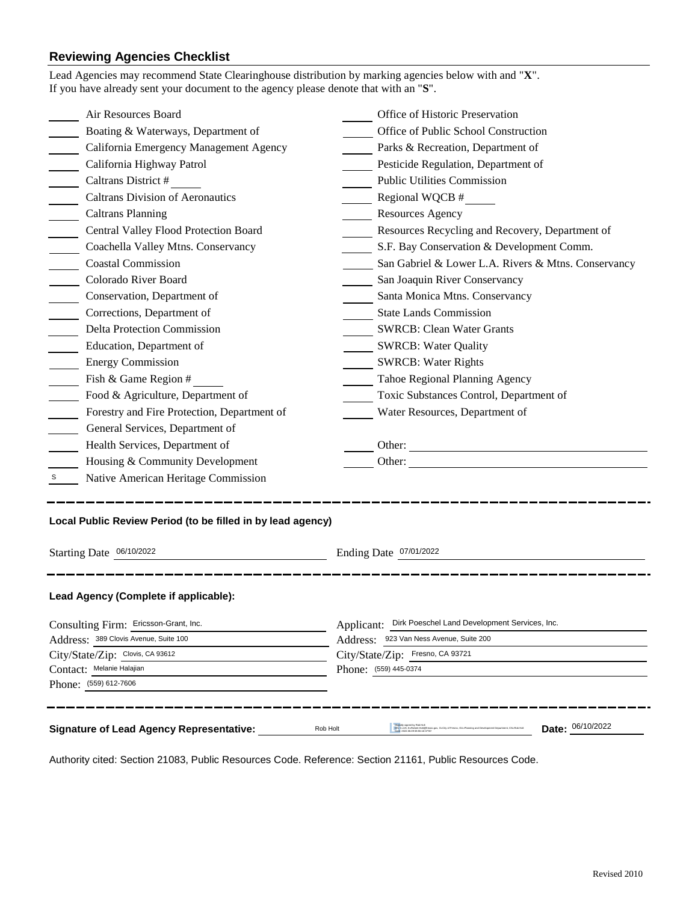## Reviewing Agencies Checklist

Lead Agencies may recommend State Clearinghouse distribution by marking agencies below with and "**X**".
If you have already sent your document to the agency please denote that with an "**S**".

| | | | |
|---|---|---|---|
| ____ | Air Resources Board | ____ | Office of Historic Preservation |
| ____ | Boating & Waterways, Department of | ____ | Office of Public School Construction |
| ____ | California Emergency Management Agency | ____ | Parks & Recreation, Department of |
| ____ | California Highway Patrol | ____ | Pesticide Regulation, Department of |
| ____ | Caltrans District # ____ | ____ | Public Utilities Commission |
| ____ | Caltrans Division of Aeronautics | ____ | Regional WQCB # ____ |
| ____ | Caltrans Planning | ____ | Resources Agency |
| ____ | Central Valley Flood Protection Board | ____ | Resources Recycling and Recovery, Department of |
| ____ | Coachella Valley Mtns. Conservancy | ____ | S.F. Bay Conservation & Development Comm. |
| ____ | Coastal Commission | ____ | San Gabriel & Lower L.A. Rivers & Mtns. Conservancy |
| ____ | Colorado River Board | ____ | San Joaquin River Conservancy |
| ____ | Conservation, Department of | ____ | Santa Monica Mtns. Conservancy |
| ____ | Corrections, Department of | ____ | State Lands Commission |
| ____ | Delta Protection Commission | ____ | SWRCB: Clean Water Grants |
| ____ | Education, Department of | ____ | SWRCB: Water Quality |
| ____ | Energy Commission | ____ | SWRCB: Water Rights |
| ____ | Fish & Game Region # ____ | ____ | Tahoe Regional Planning Agency |
| ____ | Food & Agriculture, Department of | ____ | Toxic Substances Control, Department of |
| ____ | Forestry and Fire Protection, Department of | ____ | Water Resources, Department of |
| ____ | General Services, Department of | | |
| ____ | Health Services, Department of | ____ | Other: ____ |
| ____ | Housing & Community Development | ____ | Other: ____ |
| S | Native American Heritage Commission | | |

---

**Local Public Review Period (to be filled in by lead agency)**

Starting Date 06/10/2022 Ending Date 07/01/2022

---

**Lead Agency (Complete if applicable):**

Consulting Firm: Ericsson-Grant, Inc.
Address: 389 Clovis Avenue, Suite 100
City/State/Zip: Clovis, CA 93612
Contact: Melanie Halajian
Phone: (559) 612-7606

Applicant: Dirk Poeschel Land Development Services, Inc.
Address: 923 Van Ness Avenue, Suite 200
City/State/Zip: Fresno, CA 93721
Phone: (559) 445-0374

---

**Signature of Lead Agency Representative:** Rob Holt **Date:** 06/10/2022

Authority cited: Section 21083, Public Resources Code. Reference: Section 21161, Public Resources Code.

Revised 2010